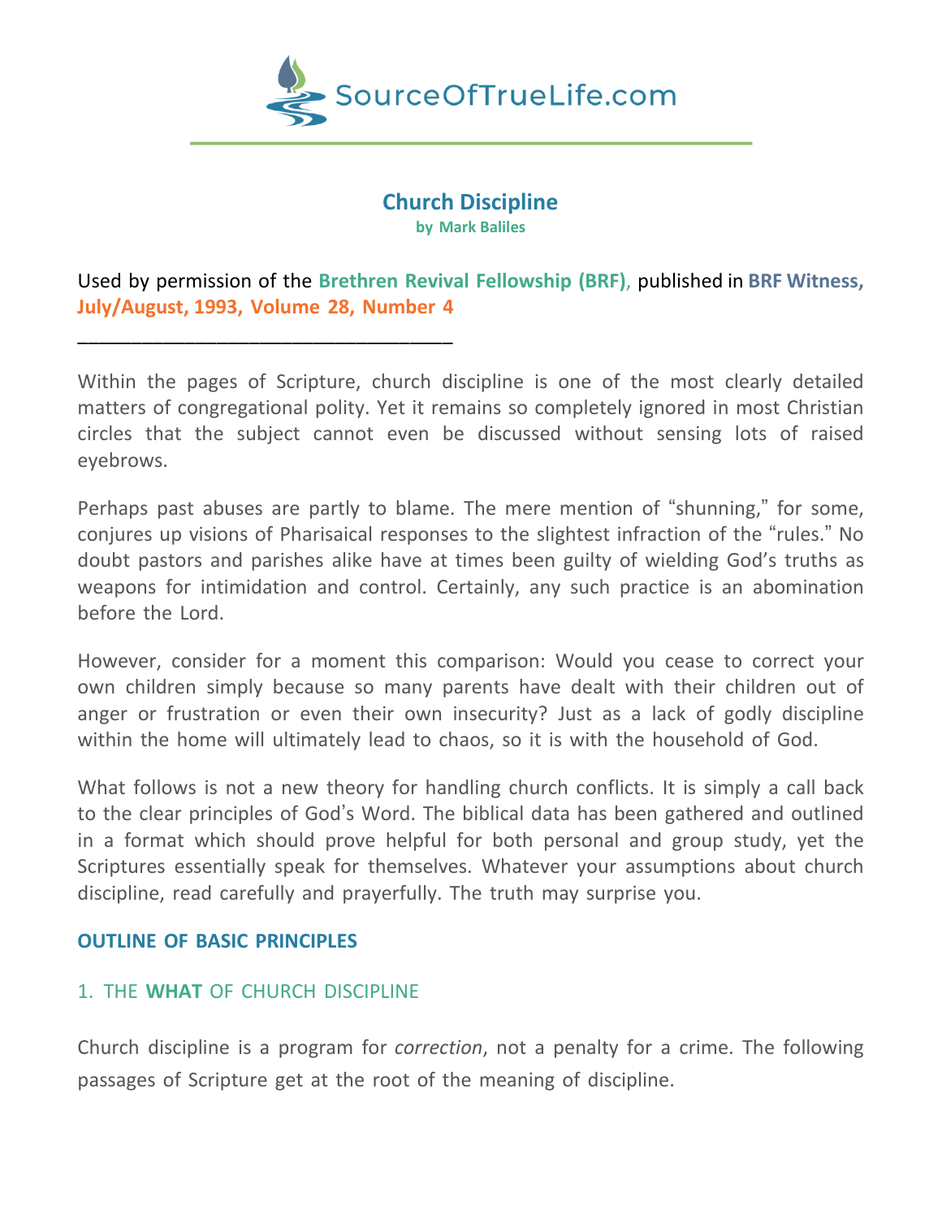SourceOfTrueLife.com

# Church Discipline

**by Mark Baliles**

Used by permission of the **Brethren Revival Fellowship (BRF)**, published in **BRF Witness, July/August, 1993, Volume 28, Number 4**

___________________________________

Within the pages of Scripture, church discipline is one of the most clearly detailed matters of congregational polity. Yet it remains so completely ignored in most Christian circles that the subject cannot even be discussed without sensing lots of raised eyebrows.

Perhaps past abuses are partly to blame. The mere mention of "shunning," for some, conjures up visions of Pharisaical responses to the slightest infraction of the "rules." No doubt pastors and parishes alike have at times been guilty of wielding God's truths as weapons for intimidation and control. Certainly, any such practice is an abomination before the Lord.

However, consider for a moment this comparison: Would you cease to correct your own children simply because so many parents have dealt with their children out of anger or frustration or even their own insecurity? Just as a lack of godly discipline within the home will ultimately lead to chaos, so it is with the household of God.

What follows is not a new theory for handling church conflicts. It is simply a call back to the clear principles of God's Word. The biblical data has been gathered and outlined in a format which should prove helpful for both personal and group study, yet the Scriptures essentially speak for themselves. Whatever your assumptions about church discipline, read carefully and prayerfully. The truth may surprise you.

## OUTLINE OF BASIC PRINCIPLES

### 1. THE **WHAT** OF CHURCH DISCIPLINE

Church discipline is a program for *correction*, not a penalty for a crime. The following passages of Scripture get at the root of the meaning of discipline.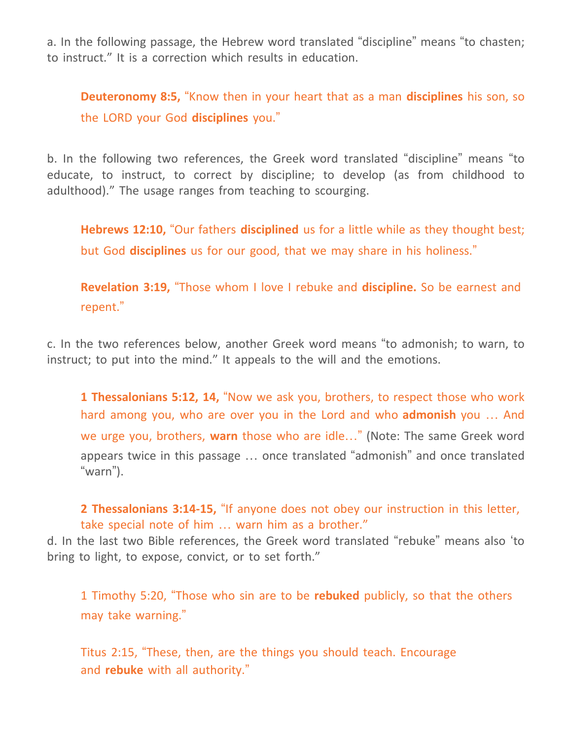a. In the following passage, the Hebrew word translated "discipline" means "to chasten; to instruct." It is a correction which results in education.

> **Deuteronomy 8:5,** "Know then in your heart that as a man **disciplines** his son, so the LORD your God **disciplines** you."

b. In the following two references, the Greek word translated "discipline" means "to educate, to instruct, to correct by discipline; to develop (as from childhood to adulthood)." The usage ranges from teaching to scourging.

> **Hebrews 12:10,** "Our fathers **disciplined** us for a little while as they thought best; but God **disciplines** us for our good, that we may share in his holiness."

> **Revelation 3:19,** "Those whom I love I rebuke and **discipline.** So be earnest and repent."

c. In the two references below, another Greek word means "to admonish; to warn, to instruct; to put into the mind." It appeals to the will and the emotions.

> **1 Thessalonians 5:12, 14,** "Now we ask you, brothers, to respect those who work hard among you, who are over you in the Lord and who **admonish** you … And we urge you, brothers, **warn** those who are idle…" (Note: The same Greek word appears twice in this passage … once translated "admonish" and once translated "warn").

> **2 Thessalonians 3:14-15,** "If anyone does not obey our instruction in this letter, take special note of him … warn him as a brother."

d. In the last two Bible references, the Greek word translated "rebuke" means also 'to bring to light, to expose, convict, or to set forth."

> 1 Timothy 5:20, "Those who sin are to be **rebuked** publicly, so that the others may take warning."

> Titus 2:15, "These, then, are the things you should teach. Encourage and **rebuke** with all authority."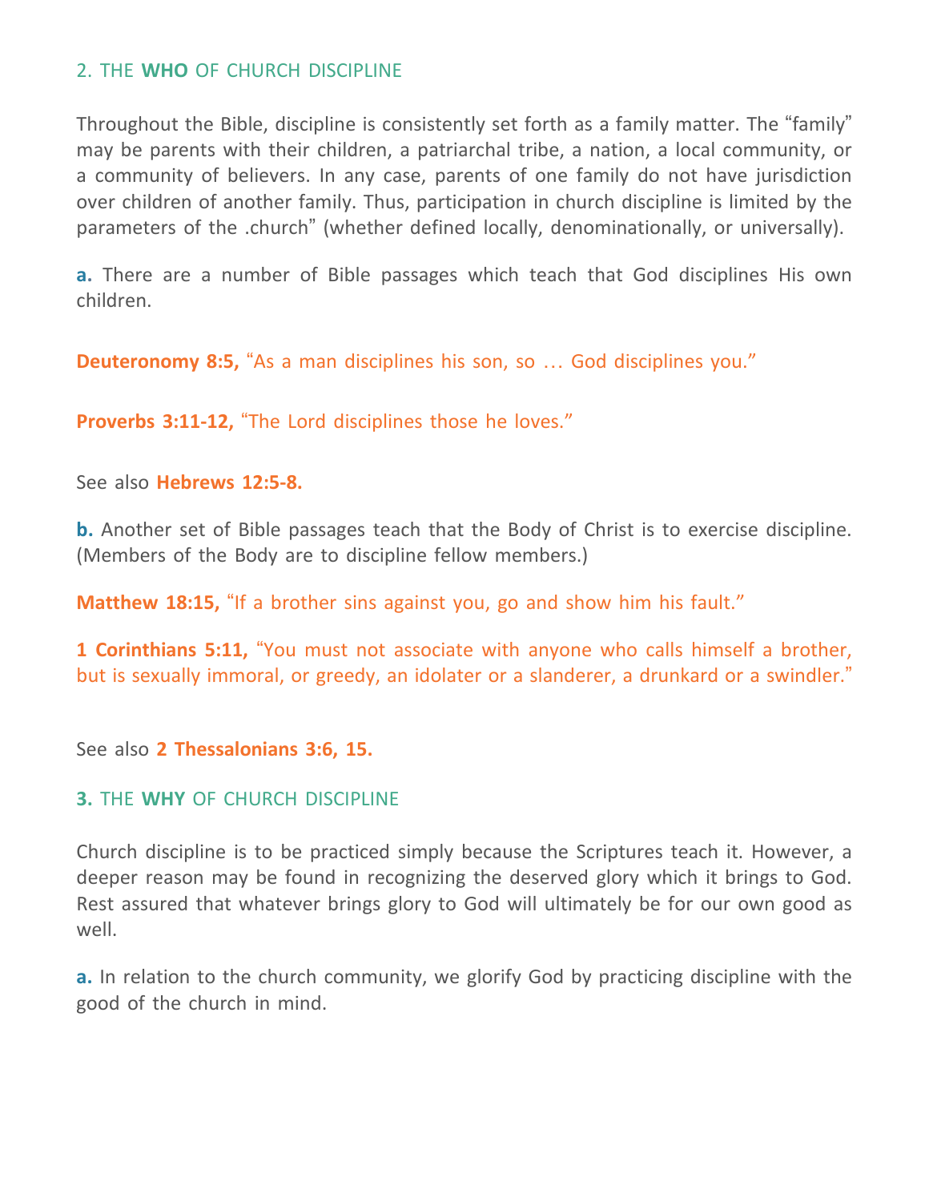## 2. THE **WHO** OF CHURCH DISCIPLINE

Throughout the Bible, discipline is consistently set forth as a family matter. The "family" may be parents with their children, a patriarchal tribe, a nation, a local community, or a community of believers. In any case, parents of one family do not have jurisdiction over children of another family. Thus, participation in church discipline is limited by the parameters of the .church" (whether defined locally, denominationally, or universally).

**a.** There are a number of Bible passages which teach that God disciplines His own children.

**Deuteronomy 8:5,** "As a man disciplines his son, so … God disciplines you."

**Proverbs 3:11-12,** "The Lord disciplines those he loves."

See also **Hebrews 12:5-8.**

**b.** Another set of Bible passages teach that the Body of Christ is to exercise discipline. (Members of the Body are to discipline fellow members.)

**Matthew 18:15,** "If a brother sins against you, go and show him his fault."

**1 Corinthians 5:11,** "You must not associate with anyone who calls himself a brother, but is sexually immoral, or greedy, an idolater or a slanderer, a drunkard or a swindler."

See also **2 Thessalonians 3:6, 15.**

## 3. THE **WHY** OF CHURCH DISCIPLINE

Church discipline is to be practiced simply because the Scriptures teach it. However, a deeper reason may be found in recognizing the deserved glory which it brings to God. Rest assured that whatever brings glory to God will ultimately be for our own good as well.

**a.** In relation to the church community, we glorify God by practicing discipline with the good of the church in mind.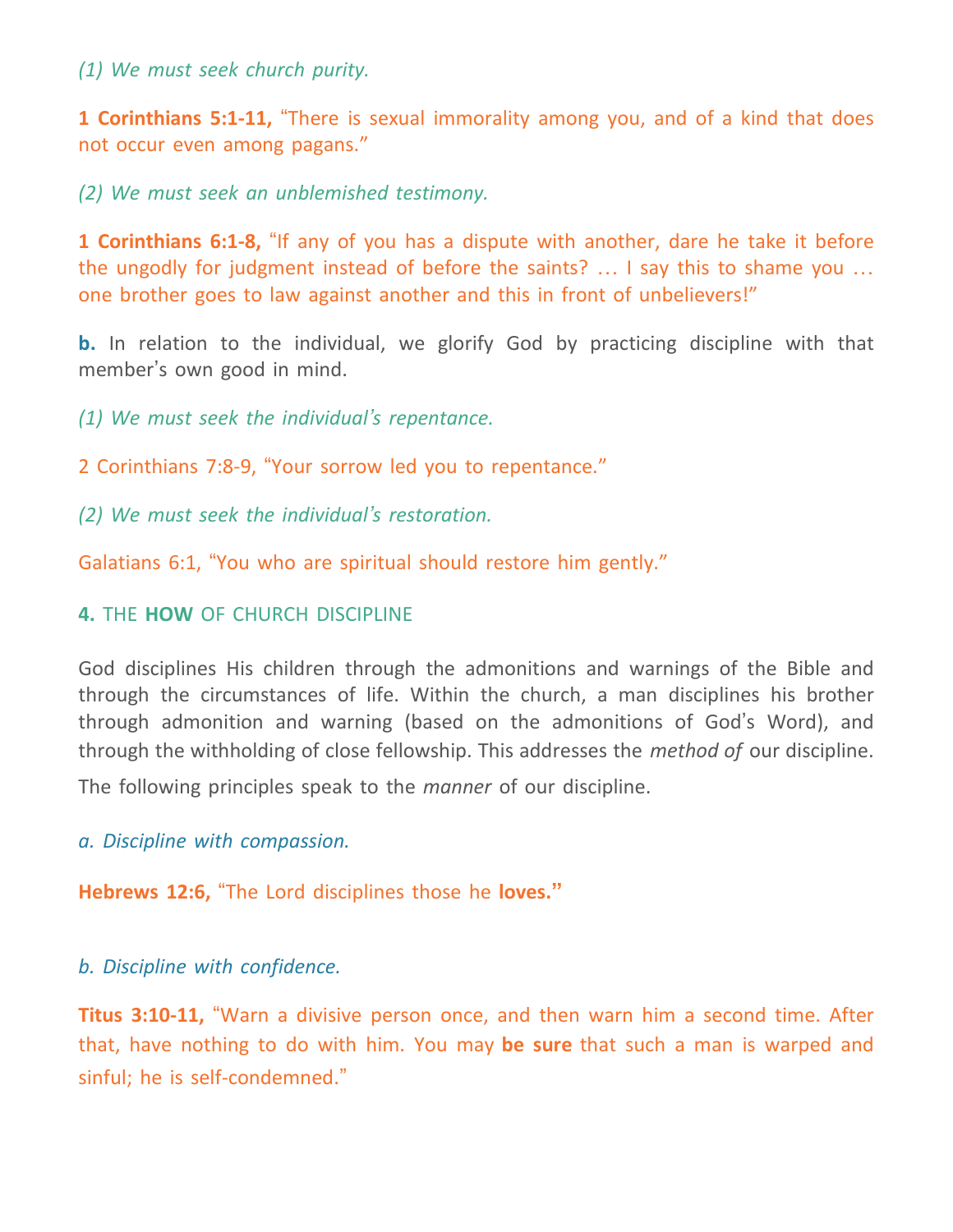*(1) We must seek church purity.*

**1 Corinthians 5:1-11,** "There is sexual immorality among you, and of a kind that does not occur even among pagans."

*(2) We must seek an unblemished testimony.*

**1 Corinthians 6:1-8,** "If any of you has a dispute with another, dare he take it before the ungodly for judgment instead of before the saints? … I say this to shame you … one brother goes to law against another and this in front of unbelievers!"

**b.** In relation to the individual, we glorify God by practicing discipline with that member's own good in mind.

*(1) We must seek the individual's repentance.*

2 Corinthians 7:8-9, "Your sorrow led you to repentance."

*(2) We must seek the individual's restoration.*

Galatians 6:1, "You who are spiritual should restore him gently."

## 4. THE **HOW** OF CHURCH DISCIPLINE

God disciplines His children through the admonitions and warnings of the Bible and through the circumstances of life. Within the church, a man disciplines his brother through admonition and warning (based on the admonitions of God's Word), and through the withholding of close fellowship. This addresses the *method of* our discipline. The following principles speak to the *manner* of our discipline.

*a. Discipline with compassion.*

**Hebrews 12:6,** "The Lord disciplines those he **loves."**

*b. Discipline with confidence.*

**Titus 3:10-11,** "Warn a divisive person once, and then warn him a second time. After that, have nothing to do with him. You may **be sure** that such a man is warped and sinful; he is self-condemned."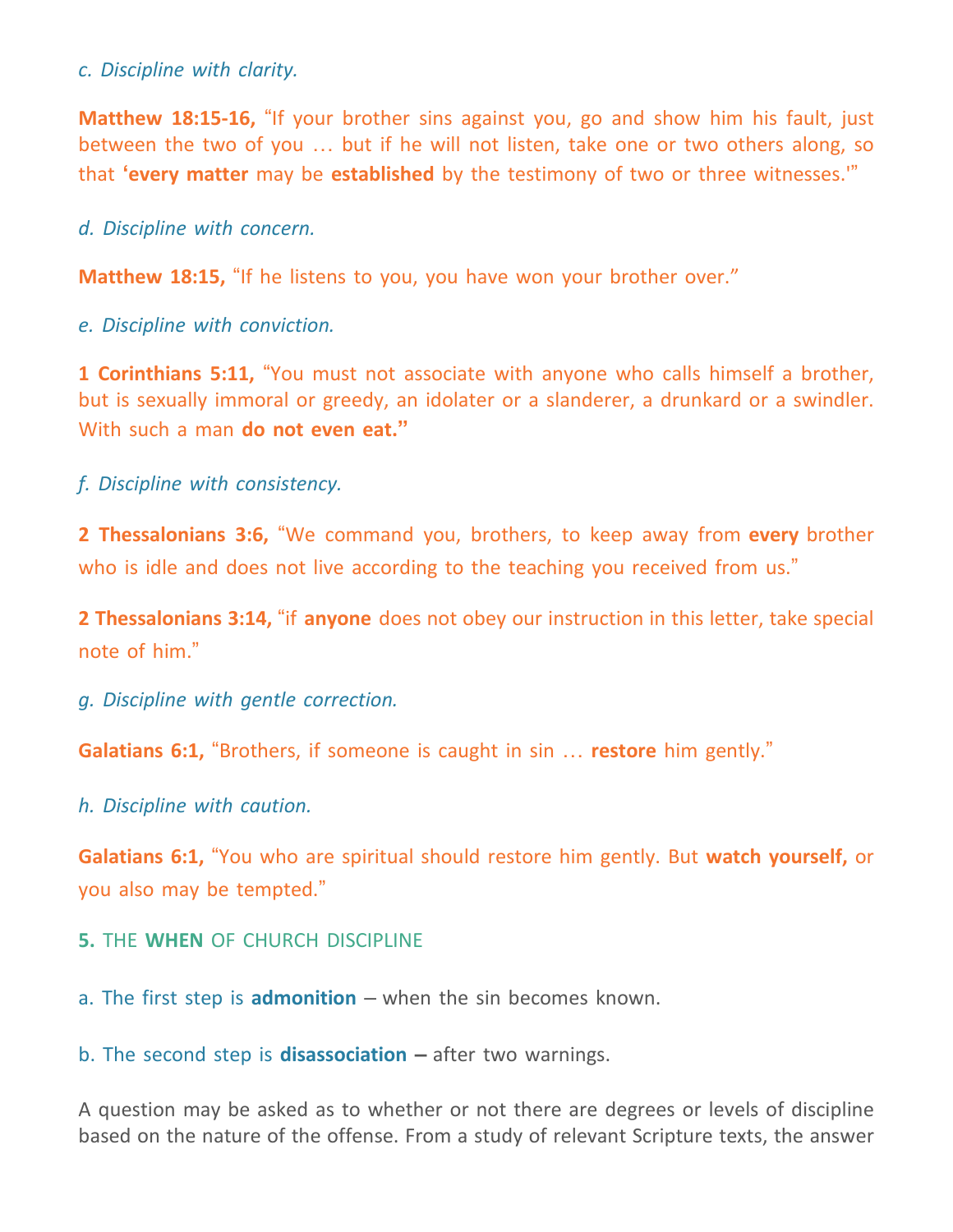*c. Discipline with clarity.*

**Matthew 18:15-16,** "If your brother sins against you, go and show him his fault, just between the two of you … but if he will not listen, take one or two others along, so that **'every matter** may be **established** by the testimony of two or three witnesses.'"

*d. Discipline with concern.*

**Matthew 18:15,** "If he listens to you, you have won your brother over."

*e. Discipline with conviction.*

**1 Corinthians 5:11,** "You must not associate with anyone who calls himself a brother, but is sexually immoral or greedy, an idolater or a slanderer, a drunkard or a swindler. With such a man **do not even eat."**

*f. Discipline with consistency.*

**2 Thessalonians 3:6,** "We command you, brothers, to keep away from **every** brother who is idle and does not live according to the teaching you received from us."

**2 Thessalonians 3:14,** "if **anyone** does not obey our instruction in this letter, take special note of him."

*g. Discipline with gentle correction.*

**Galatians 6:1,** "Brothers, if someone is caught in sin … **restore** him gently."

*h. Discipline with caution.*

**Galatians 6:1,** "You who are spiritual should restore him gently. But **watch yourself,** or you also may be tempted."

## **5.** THE **WHEN** OF CHURCH DISCIPLINE

a. The first step is **admonition** – when the sin becomes known.

b. The second step is **disassociation –** after two warnings.

A question may be asked as to whether or not there are degrees or levels of discipline based on the nature of the offense. From a study of relevant Scripture texts, the answer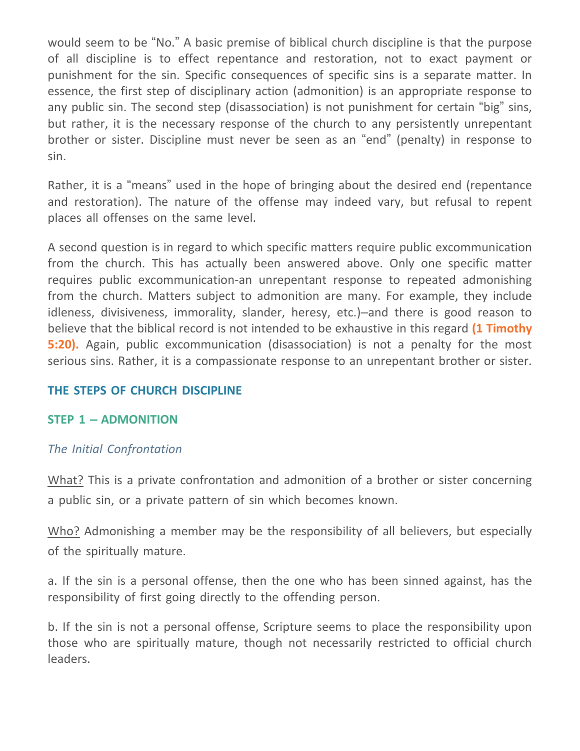would seem to be "No." A basic premise of biblical church discipline is that the purpose of all discipline is to effect repentance and restoration, not to exact payment or punishment for the sin. Specific consequences of specific sins is a separate matter. In essence, the first step of disciplinary action (admonition) is an appropriate response to any public sin. The second step (disassociation) is not punishment for certain "big" sins, but rather, it is the necessary response of the church to any persistently unrepentant brother or sister. Discipline must never be seen as an "end" (penalty) in response to sin.

Rather, it is a "means" used in the hope of bringing about the desired end (repentance and restoration). The nature of the offense may indeed vary, but refusal to repent places all offenses on the same level.

A second question is in regard to which specific matters require public excommunication from the church. This has actually been answered above. Only one specific matter requires public excommunication-an unrepentant response to repeated admonishing from the church. Matters subject to admonition are many. For example, they include idleness, divisiveness, immorality, slander, heresy, etc.)–and there is good reason to believe that the biblical record is not intended to be exhaustive in this regard **(1 Timothy 5:20).** Again, public excommunication (disassociation) is not a penalty for the most serious sins. Rather, it is a compassionate response to an unrepentant brother or sister.

## THE STEPS OF CHURCH DISCIPLINE

### STEP 1 – ADMONITION

*The Initial Confrontation*

What? This is a private confrontation and admonition of a brother or sister concerning a public sin, or a private pattern of sin which becomes known.

Who? Admonishing a member may be the responsibility of all believers, but especially of the spiritually mature.

a. If the sin is a personal offense, then the one who has been sinned against, has the responsibility of first going directly to the offending person.

b. If the sin is not a personal offense, Scripture seems to place the responsibility upon those who are spiritually mature, though not necessarily restricted to official church leaders.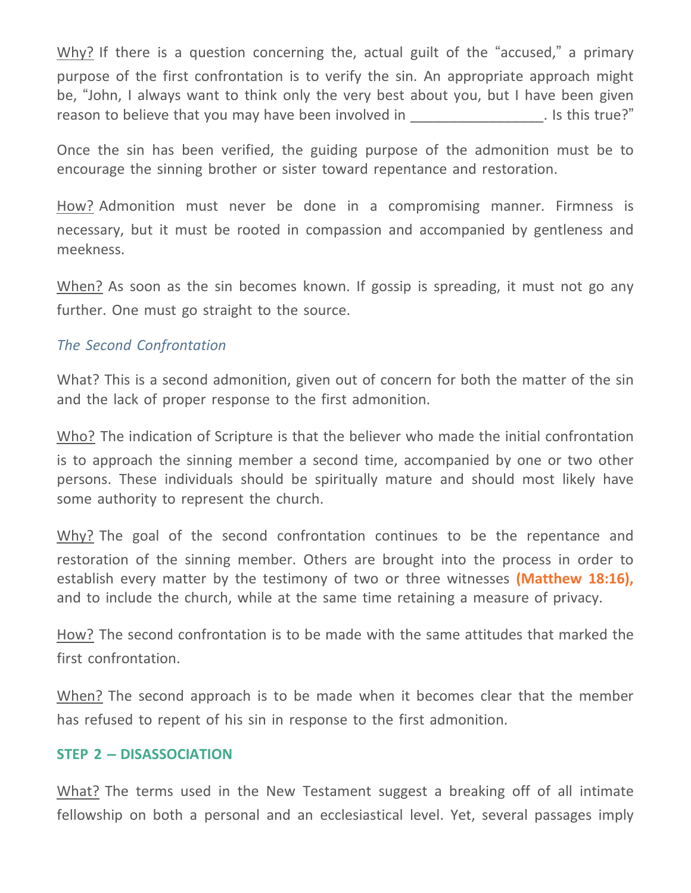Why? If there is a question concerning the, actual guilt of the "accused," a primary purpose of the first confrontation is to verify the sin. An appropriate approach might be, "John, I always want to think only the very best about you, but I have been given reason to believe that you may have been involved in ________________. Is this true?"

Once the sin has been verified, the guiding purpose of the admonition must be to encourage the sinning brother or sister toward repentance and restoration.

How? Admonition must never be done in a compromising manner. Firmness is necessary, but it must be rooted in compassion and accompanied by gentleness and meekness.

When? As soon as the sin becomes known. If gossip is spreading, it must not go any further. One must go straight to the source.

### *The Second Confrontation*

What? This is a second admonition, given out of concern for both the matter of the sin and the lack of proper response to the first admonition.

Who? The indication of Scripture is that the believer who made the initial confrontation is to approach the sinning member a second time, accompanied by one or two other persons. These individuals should be spiritually mature and should most likely have some authority to represent the church.

Why? The goal of the second confrontation continues to be the repentance and restoration of the sinning member. Others are brought into the process in order to establish every matter by the testimony of two or three witnesses **(Matthew 18:16),** and to include the church, while at the same time retaining a measure of privacy.

How? The second confrontation is to be made with the same attitudes that marked the first confrontation.

When? The second approach is to be made when it becomes clear that the member has refused to repent of his sin in response to the first admonition.

## STEP 2 – DISASSOCIATION

What? The terms used in the New Testament suggest a breaking off of all intimate fellowship on both a personal and an ecclesiastical level. Yet, several passages imply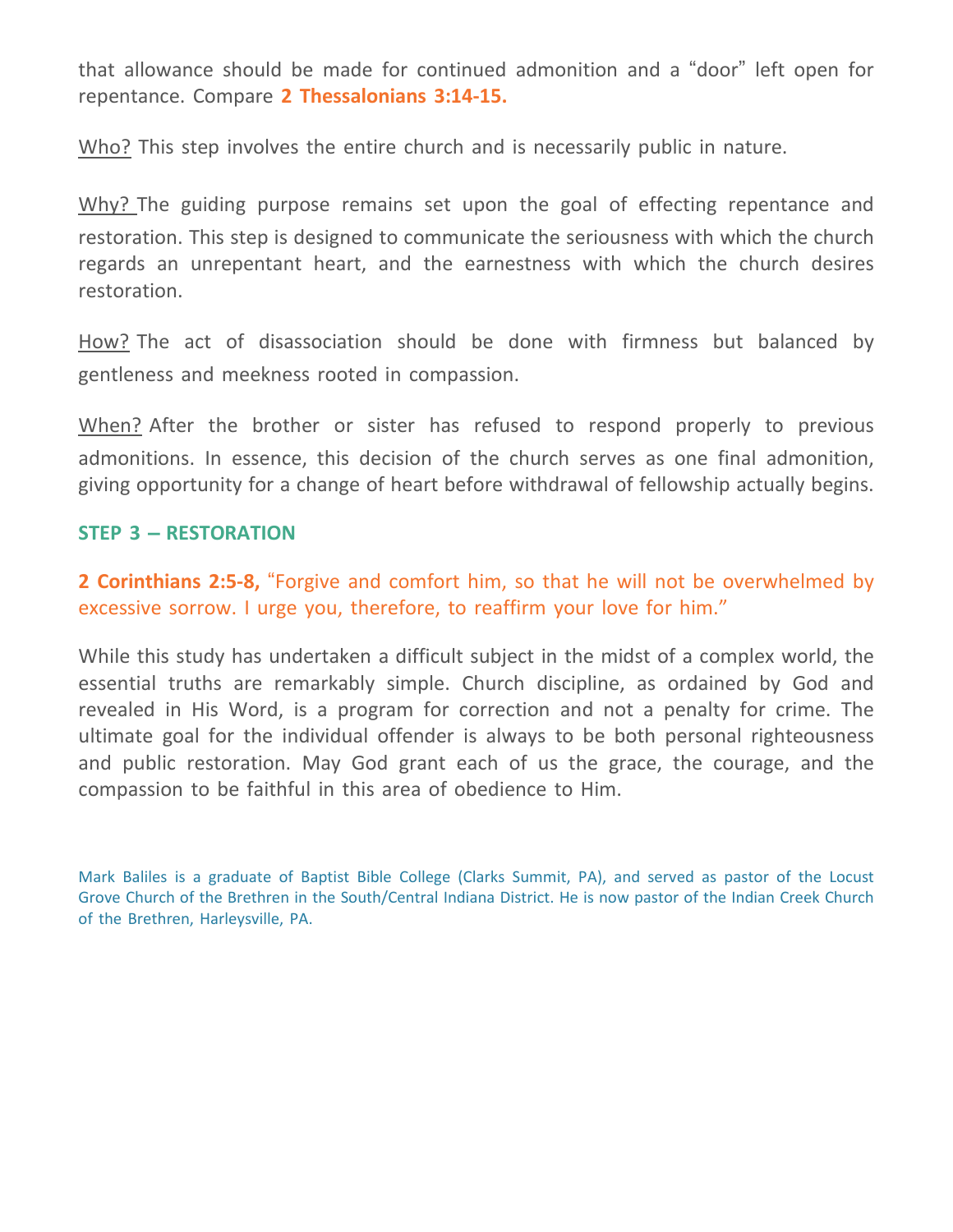that allowance should be made for continued admonition and a "door" left open for repentance. Compare **2 Thessalonians 3:14-15.**

Who? This step involves the entire church and is necessarily public in nature.

Why? The guiding purpose remains set upon the goal of effecting repentance and restoration. This step is designed to communicate the seriousness with which the church regards an unrepentant heart, and the earnestness with which the church desires restoration.

How? The act of disassociation should be done with firmness but balanced by gentleness and meekness rooted in compassion.

When? After the brother or sister has refused to respond properly to previous admonitions. In essence, this decision of the church serves as one final admonition, giving opportunity for a change of heart before withdrawal of fellowship actually begins.

### STEP 3 – RESTORATION

**2 Corinthians 2:5-8,** "Forgive and comfort him, so that he will not be overwhelmed by excessive sorrow. I urge you, therefore, to reaffirm your love for him."

While this study has undertaken a difficult subject in the midst of a complex world, the essential truths are remarkably simple. Church discipline, as ordained by God and revealed in His Word, is a program for correction and not a penalty for crime. The ultimate goal for the individual offender is always to be both personal righteousness and public restoration. May God grant each of us the grace, the courage, and the compassion to be faithful in this area of obedience to Him.

Mark Baliles is a graduate of Baptist Bible College (Clarks Summit, PA), and served as pastor of the Locust Grove Church of the Brethren in the South/Central Indiana District. He is now pastor of the Indian Creek Church of the Brethren, Harleysville, PA.